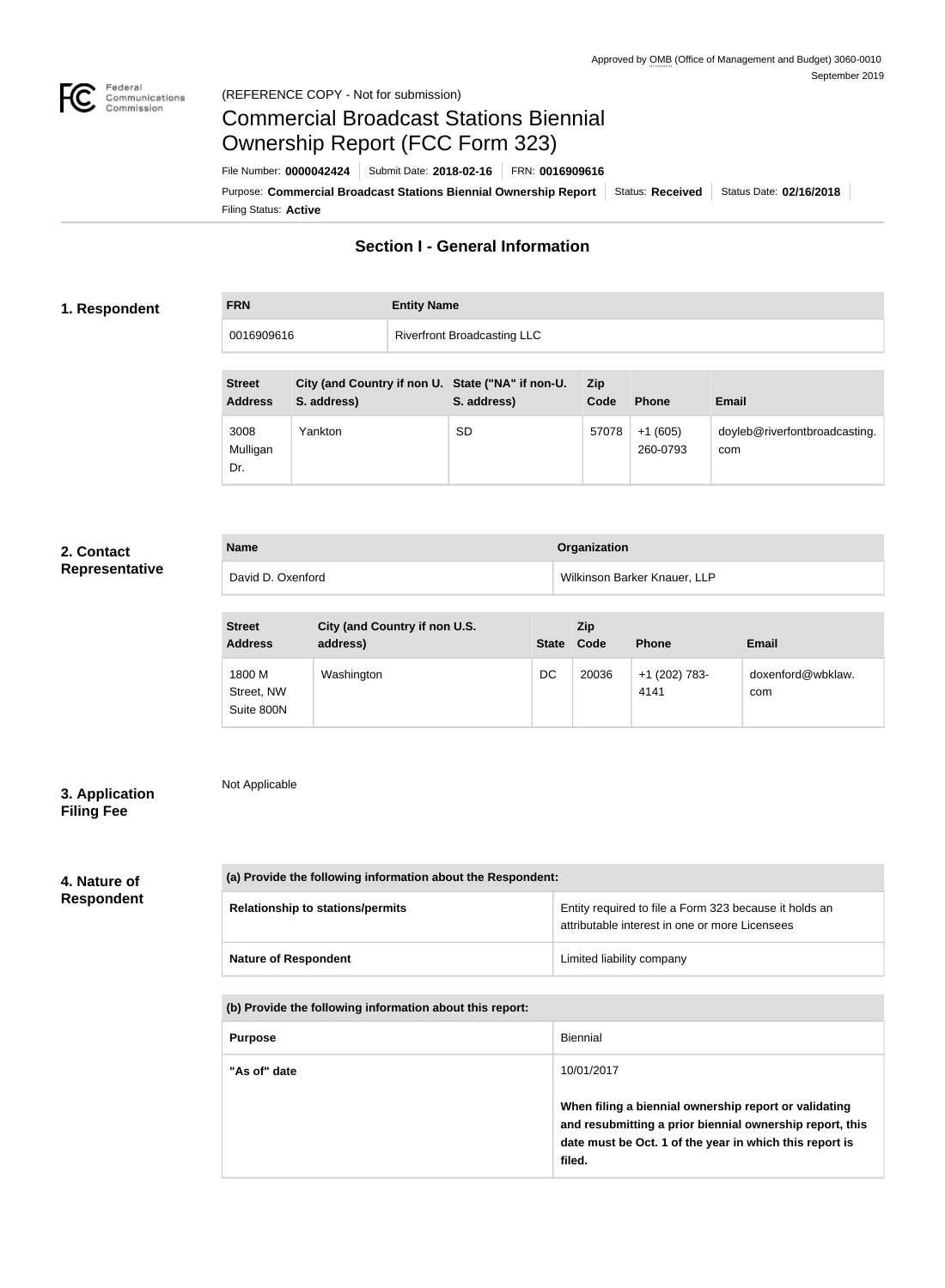Approved by OMB (Office of Management and Budget) 3060-0010
September 2019

(REFERENCE COPY - Not for submission)

# Commercial Broadcast Stations Biennial Ownership Report (FCC Form 323)

File Number: **0000042424** | Submit Date: **2018-02-16** | FRN: **0016909616**

Purpose: **Commercial Broadcast Stations Biennial Ownership Report** | Status: **Received** | Status Date: **02/16/2018**

Filing Status: **Active**

## Section I - General Information

### 1. Respondent

| FRN | Entity Name |
|---|---|
| 0016909616 | Riverfront Broadcasting LLC |

| Street Address | City (and Country if non U. S. address) | State ("NA" if non-U. S. address) | Zip Code | Phone | Email |
|---|---|---|---|---|---|
| 3008 Mulligan Dr. | Yankton | SD | 57078 | +1 (605) 260-0793 | doyleb@riverfontbroadcasting.com |

### 2. Contact Representative

| Name | Organization |
|---|---|
| David D. Oxenford | Wilkinson Barker Knauer, LLP |

| Street Address | City (and Country if non U.S. address) | State | Zip Code | Phone | Email |
|---|---|---|---|---|---|
| 1800 M Street, NW Suite 800N | Washington | DC | 20036 | +1 (202) 783-4141 | doxenford@wbklaw.com |

### 3. Application Filing Fee

Not Applicable

### 4. Nature of Respondent

| (a) Provide the following information about the Respondent: | |
|---|---|
| Relationship to stations/permits | Entity required to file a Form 323 because it holds an attributable interest in one or more Licensees |
| Nature of Respondent | Limited liability company |

| (b) Provide the following information about this report: | |
|---|---|
| Purpose | Biennial |
| "As of" date | 10/01/2017<br><br>**When filing a biennial ownership report or validating and resubmitting a prior biennial ownership report, this date must be Oct. 1 of the year in which this report is filed.** |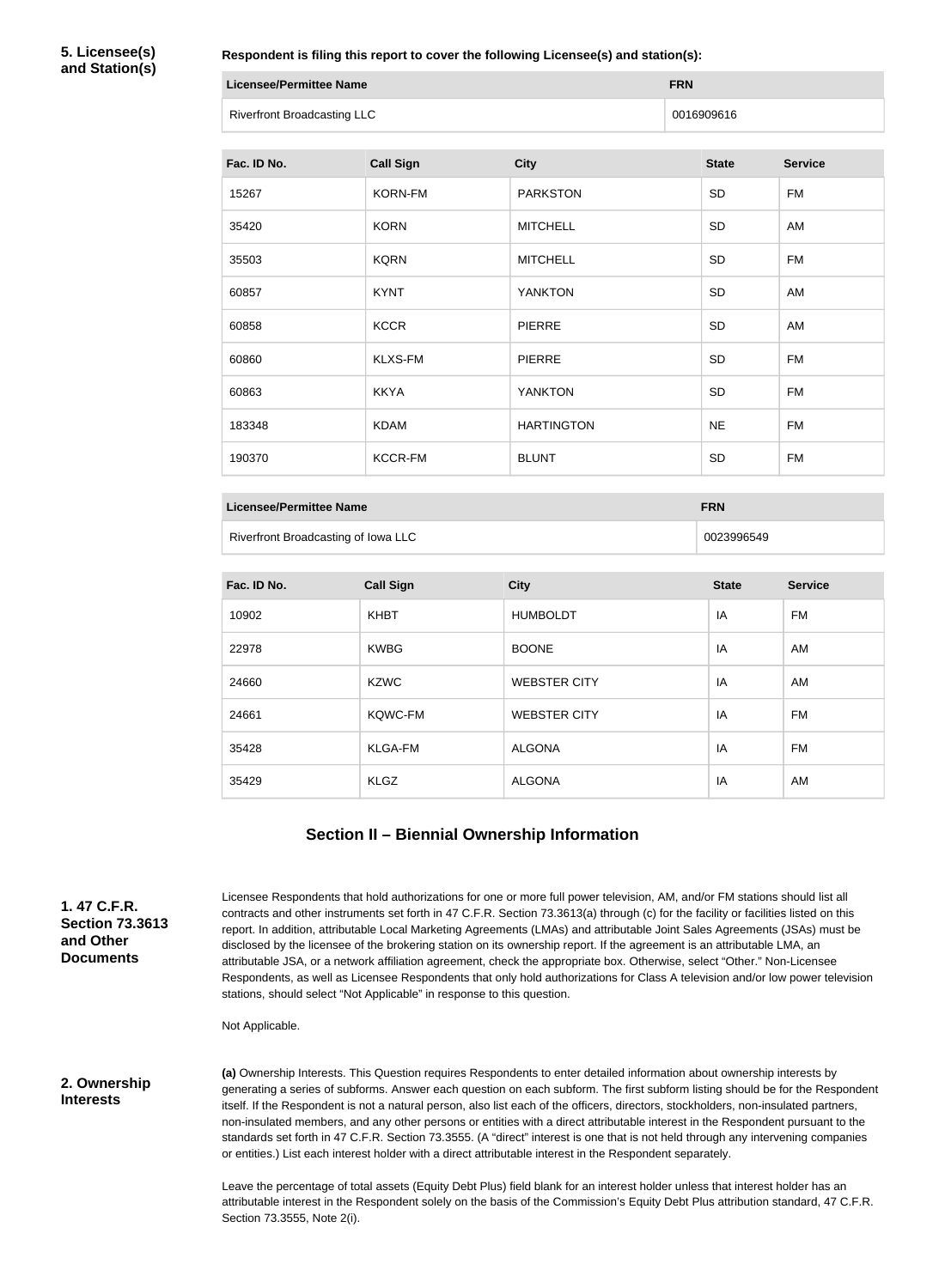**5. Licensee(s) and Station(s)**

**Respondent is filing this report to cover the following Licensee(s) and station(s):**

| Licensee/Permittee Name | FRN |
| --- | --- |
| Riverfront Broadcasting LLC | 0016909616 |

| Fac. ID No. | Call Sign | City | State | Service |
| --- | --- | --- | --- | --- |
| 15267 | KORN-FM | PARKSTON | SD | FM |
| 35420 | KORN | MITCHELL | SD | AM |
| 35503 | KQRN | MITCHELL | SD | FM |
| 60857 | KYNT | YANKTON | SD | AM |
| 60858 | KCCR | PIERRE | SD | AM |
| 60860 | KLXS-FM | PIERRE | SD | FM |
| 60863 | KKYA | YANKTON | SD | FM |
| 183348 | KDAM | HARTINGTON | NE | FM |
| 190370 | KCCR-FM | BLUNT | SD | FM |

| Licensee/Permittee Name | FRN |
| --- | --- |
| Riverfront Broadcasting of Iowa LLC | 0023996549 |

| Fac. ID No. | Call Sign | City | State | Service |
| --- | --- | --- | --- | --- |
| 10902 | KHBT | HUMBOLDT | IA | FM |
| 22978 | KWBG | BOONE | IA | AM |
| 24660 | KZWC | WEBSTER CITY | IA | AM |
| 24661 | KQWC-FM | WEBSTER CITY | IA | FM |
| 35428 | KLGA-FM | ALGONA | IA | FM |
| 35429 | KLGZ | ALGONA | IA | AM |

## Section II – Biennial Ownership Information

**1. 47 C.F.R. Section 73.3613 and Other Documents**

Licensee Respondents that hold authorizations for one or more full power television, AM, and/or FM stations should list all contracts and other instruments set forth in 47 C.F.R. Section 73.3613(a) through (c) for the facility or facilities listed on this report. In addition, attributable Local Marketing Agreements (LMAs) and attributable Joint Sales Agreements (JSAs) must be disclosed by the licensee of the brokering station on its ownership report. If the agreement is an attributable LMA, an attributable JSA, or a network affiliation agreement, check the appropriate box. Otherwise, select "Other." Non-Licensee Respondents, as well as Licensee Respondents that only hold authorizations for Class A television and/or low power television stations, should select "Not Applicable" in response to this question.

Not Applicable.

**2. Ownership Interests**

**(a)** Ownership Interests. This Question requires Respondents to enter detailed information about ownership interests by generating a series of subforms. Answer each question on each subform. The first subform listing should be for the Respondent itself. If the Respondent is not a natural person, also list each of the officers, directors, stockholders, non-insulated partners, non-insulated members, and any other persons or entities with a direct attributable interest in the Respondent pursuant to the standards set forth in 47 C.F.R. Section 73.3555. (A "direct" interest is one that is not held through any intervening companies or entities.) List each interest holder with a direct attributable interest in the Respondent separately.

Leave the percentage of total assets (Equity Debt Plus) field blank for an interest holder unless that interest holder has an attributable interest in the Respondent solely on the basis of the Commission's Equity Debt Plus attribution standard, 47 C.F.R. Section 73.3555, Note 2(i).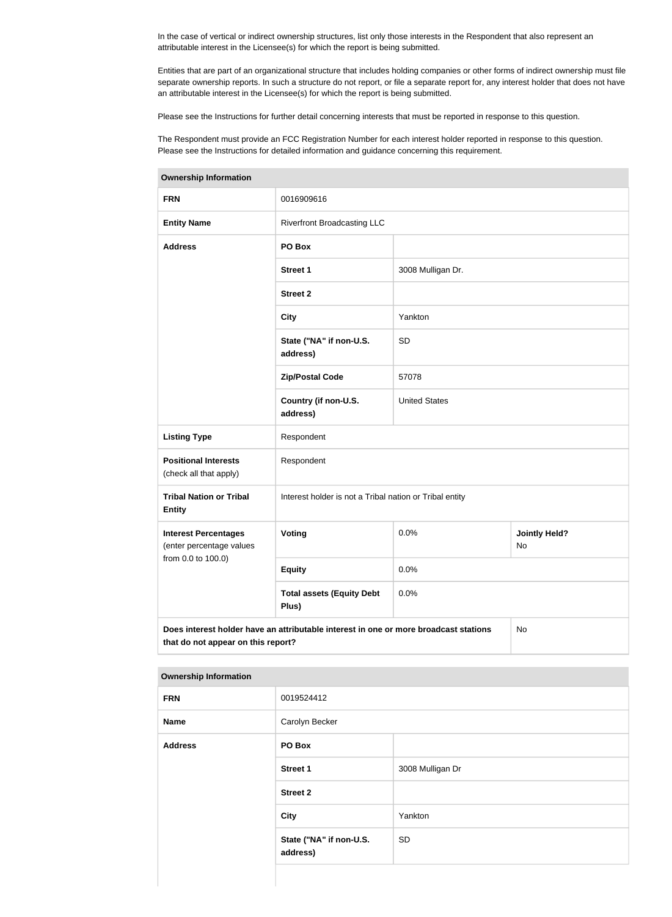In the case of vertical or indirect ownership structures, list only those interests in the Respondent that also represent an attributable interest in the Licensee(s) for which the report is being submitted.

Entities that are part of an organizational structure that includes holding companies or other forms of indirect ownership must file separate ownership reports. In such a structure do not report, or file a separate report for, any interest holder that does not have an attributable interest in the Licensee(s) for which the report is being submitted.

Please see the Instructions for further detail concerning interests that must be reported in response to this question.

The Respondent must provide an FCC Registration Number for each interest holder reported in response to this question. Please see the Instructions for detailed information and guidance concerning this requirement.

| Ownership Information | | | |
|---|---|---|---|
| **FRN** | 0016909616 | | |
| **Entity Name** | Riverfront Broadcasting LLC | | |
| **Address** | **PO Box** | | |
| | **Street 1** | 3008 Mulligan Dr. | |
| | **Street 2** | | |
| | **City** | Yankton | |
| | **State ("NA" if non-U.S. address)** | SD | |
| | **Zip/Postal Code** | 57078 | |
| | **Country (if non-U.S. address)** | United States | |
| **Listing Type** | Respondent | | |
| **Positional Interests** (check all that apply) | Respondent | | |
| **Tribal Nation or Tribal Entity** | Interest holder is not a Tribal nation or Tribal entity | | |
| **Interest Percentages** (enter percentage values from 0.0 to 100.0) | **Voting** | 0.0% | **Jointly Held?** No |
| | **Equity** | 0.0% | |
| | **Total assets (Equity Debt Plus)** | 0.0% | |
| **Does interest holder have an attributable interest in one or more broadcast stations that do not appear on this report?** | | | No |

| Ownership Information | | |
|---|---|---|
| **FRN** | 0019524412 | |
| **Name** | Carolyn Becker | |
| **Address** | **PO Box** | |
| | **Street 1** | 3008 Mulligan Dr |
| | **Street 2** | |
| | **City** | Yankton |
| | **State ("NA" if non-U.S. address)** | SD |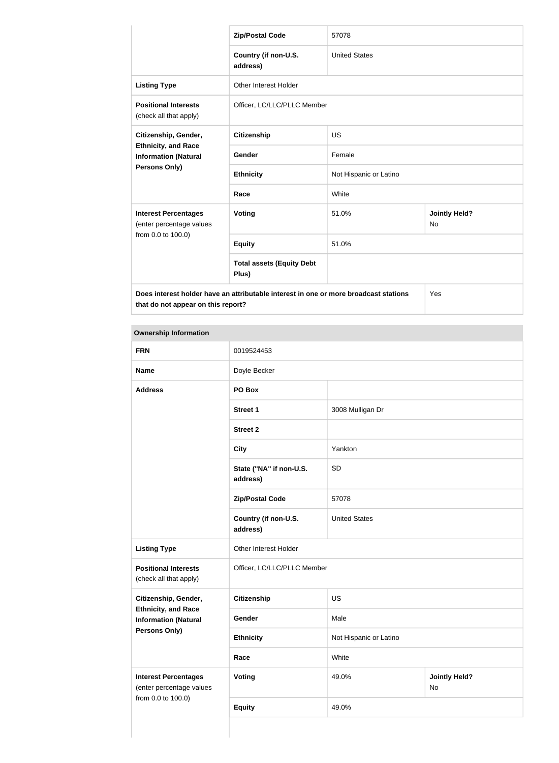| | | | |
|---|---|---|---|
| | **Zip/Postal Code** | 57078 | |
| | **Country (if non-U.S. address)** | United States | |
| **Listing Type** | Other Interest Holder | | |
| **Positional Interests** (check all that apply) | Officer, LC/LLC/PLLC Member | | |
| **Citizenship, Gender, Ethnicity, and Race Information (Natural Persons Only)** | **Citizenship** | US | |
| | **Gender** | Female | |
| | **Ethnicity** | Not Hispanic or Latino | |
| | **Race** | White | |
| **Interest Percentages** (enter percentage values from 0.0 to 100.0) | **Voting** | 51.0% | **Jointly Held?** No |
| | **Equity** | 51.0% | |
| | **Total assets (Equity Debt Plus)** | | |
| **Does interest holder have an attributable interest in one or more broadcast stations that do not appear on this report?** | | | Yes |

**Ownership Information**

| | | | |
|---|---|---|---|
| **FRN** | 0019524453 | | |
| **Name** | Doyle Becker | | |
| **Address** | **PO Box** | | |
| | **Street 1** | 3008 Mulligan Dr | |
| | **Street 2** | | |
| | **City** | Yankton | |
| | **State ("NA" if non-U.S. address)** | SD | |
| | **Zip/Postal Code** | 57078 | |
| | **Country (if non-U.S. address)** | United States | |
| **Listing Type** | Other Interest Holder | | |
| **Positional Interests** (check all that apply) | Officer, LC/LLC/PLLC Member | | |
| **Citizenship, Gender, Ethnicity, and Race Information (Natural Persons Only)** | **Citizenship** | US | |
| | **Gender** | Male | |
| | **Ethnicity** | Not Hispanic or Latino | |
| | **Race** | White | |
| **Interest Percentages** (enter percentage values from 0.0 to 100.0) | **Voting** | 49.0% | **Jointly Held?** No |
| | **Equity** | 49.0% | |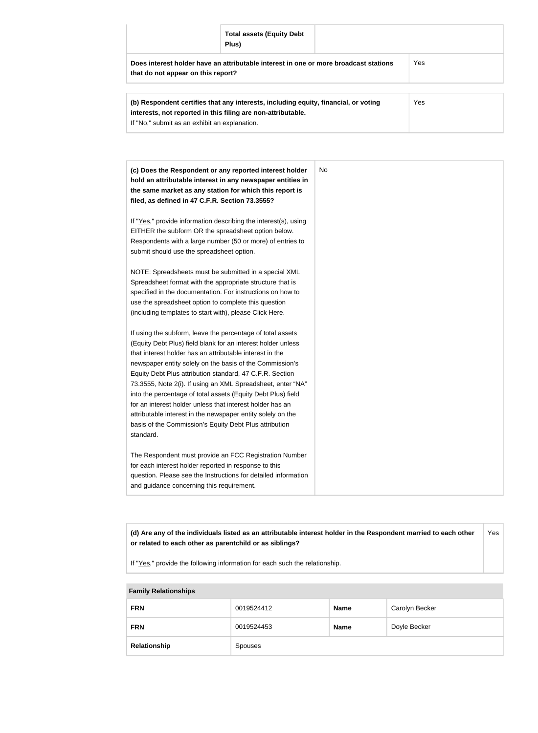| | Total assets (Equity Debt Plus) | |
|---|---|---|
| **Does interest holder have an attributable interest in one or more broadcast stations that do not appear on this report?** | | Yes |

| | |
|---|---|
| **(b) Respondent certifies that any interests, including equity, financial, or voting interests, not reported in this filing are non-attributable.**<br>If "No," submit as an exhibit an explanation. | Yes |

| | |
|---|---|
| **(c) Does the Respondent or any reported interest holder hold an attributable interest in any newspaper entities in the same market as any station for which this report is filed, as defined in 47 C.F.R. Section 73.3555?**<br><br>If "Yes," provide information describing the interest(s), using EITHER the subform OR the spreadsheet option below. Respondents with a large number (50 or more) of entries to submit should use the spreadsheet option.<br><br>NOTE: Spreadsheets must be submitted in a special XML Spreadsheet format with the appropriate structure that is specified in the documentation. For instructions on how to use the spreadsheet option to complete this question (including templates to start with), please Click Here.<br><br>If using the subform, leave the percentage of total assets (Equity Debt Plus) field blank for an interest holder unless that interest holder has an attributable interest in the newspaper entity solely on the basis of the Commission's Equity Debt Plus attribution standard, 47 C.F.R. Section 73.3555, Note 2(i). If using an XML Spreadsheet, enter "NA" into the percentage of total assets (Equity Debt Plus) field for an interest holder unless that interest holder has an attributable interest in the newspaper entity solely on the basis of the Commission's Equity Debt Plus attribution standard.<br><br>The Respondent must provide an FCC Registration Number for each interest holder reported in response to this question. Please see the Instructions for detailed information and guidance concerning this requirement. | No |

| | |
|---|---|
| **(d) Are any of the individuals listed as an attributable interest holder in the Respondent married to each other or related to each other as parentchild or as siblings?**<br><br>If "Yes," provide the following information for each such the relationship. | Yes |

| **Family Relationships** | | | |
|---|---|---|---|
| **FRN** | 0019524412 | **Name** | Carolyn Becker |
| **FRN** | 0019524453 | **Name** | Doyle Becker |
| **Relationship** | Spouses | | |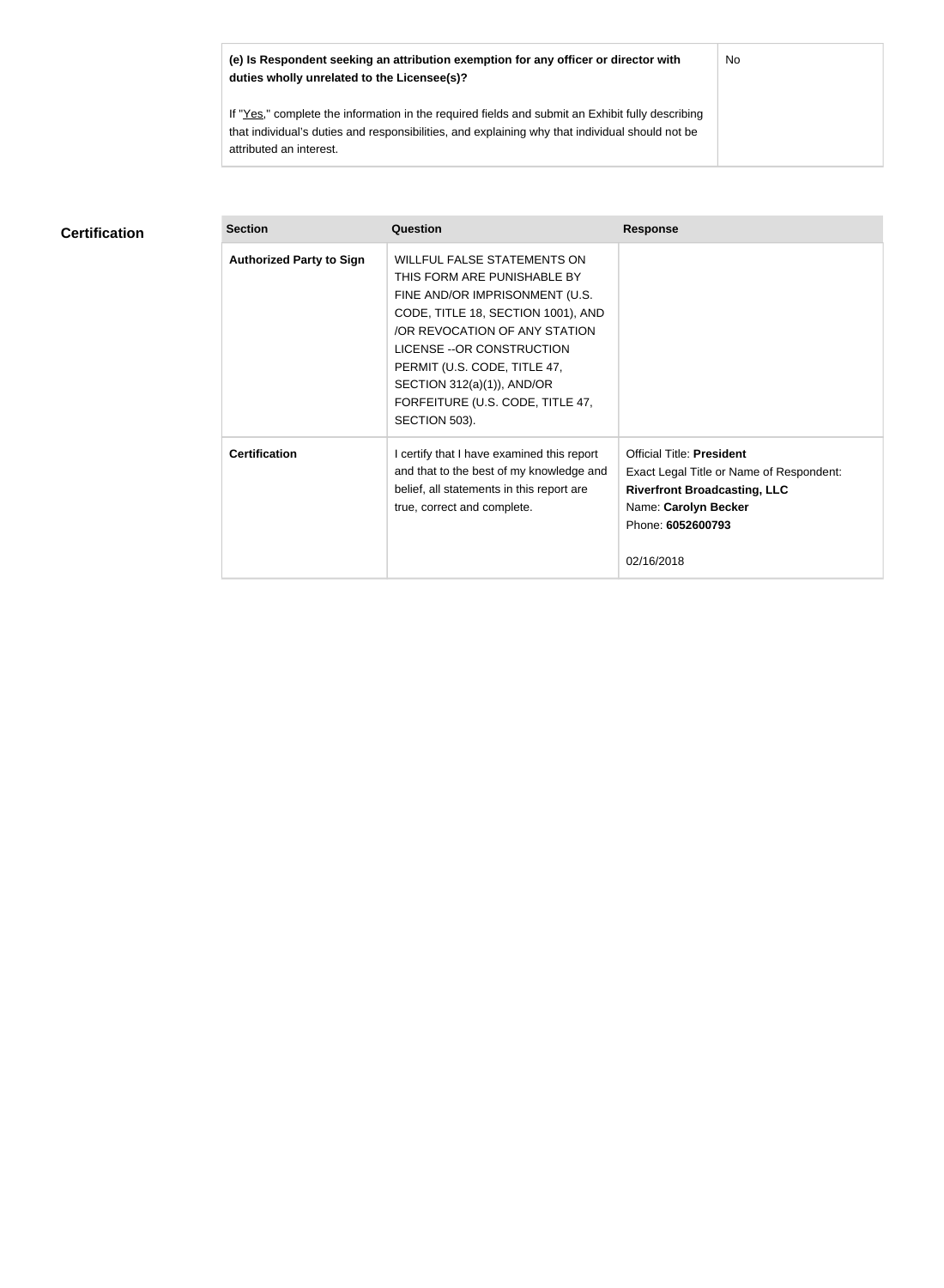| | |
|---|---|
| **(e) Is Respondent seeking an attribution exemption for any officer or director with duties wholly unrelated to the Licensee(s)?**<br><br>If "Yes," complete the information in the required fields and submit an Exhibit fully describing that individual's duties and responsibilities, and explaining why that individual should not be attributed an interest. | No |

## Certification

| Section | Question | Response |
|---|---|---|
| **Authorized Party to Sign** | WILLFUL FALSE STATEMENTS ON THIS FORM ARE PUNISHABLE BY FINE AND/OR IMPRISONMENT (U.S. CODE, TITLE 18, SECTION 1001), AND /OR REVOCATION OF ANY STATION LICENSE --OR CONSTRUCTION PERMIT (U.S. CODE, TITLE 47, SECTION 312(a)(1)), AND/OR FORFEITURE (U.S. CODE, TITLE 47, SECTION 503). | |
| **Certification** | I certify that I have examined this report and that to the best of my knowledge and belief, all statements in this report are true, correct and complete. | Official Title: **President**<br>Exact Legal Title or Name of Respondent: **Riverfront Broadcasting, LLC**<br>Name: **Carolyn Becker**<br>Phone: **6052600793**<br><br>02/16/2018 |